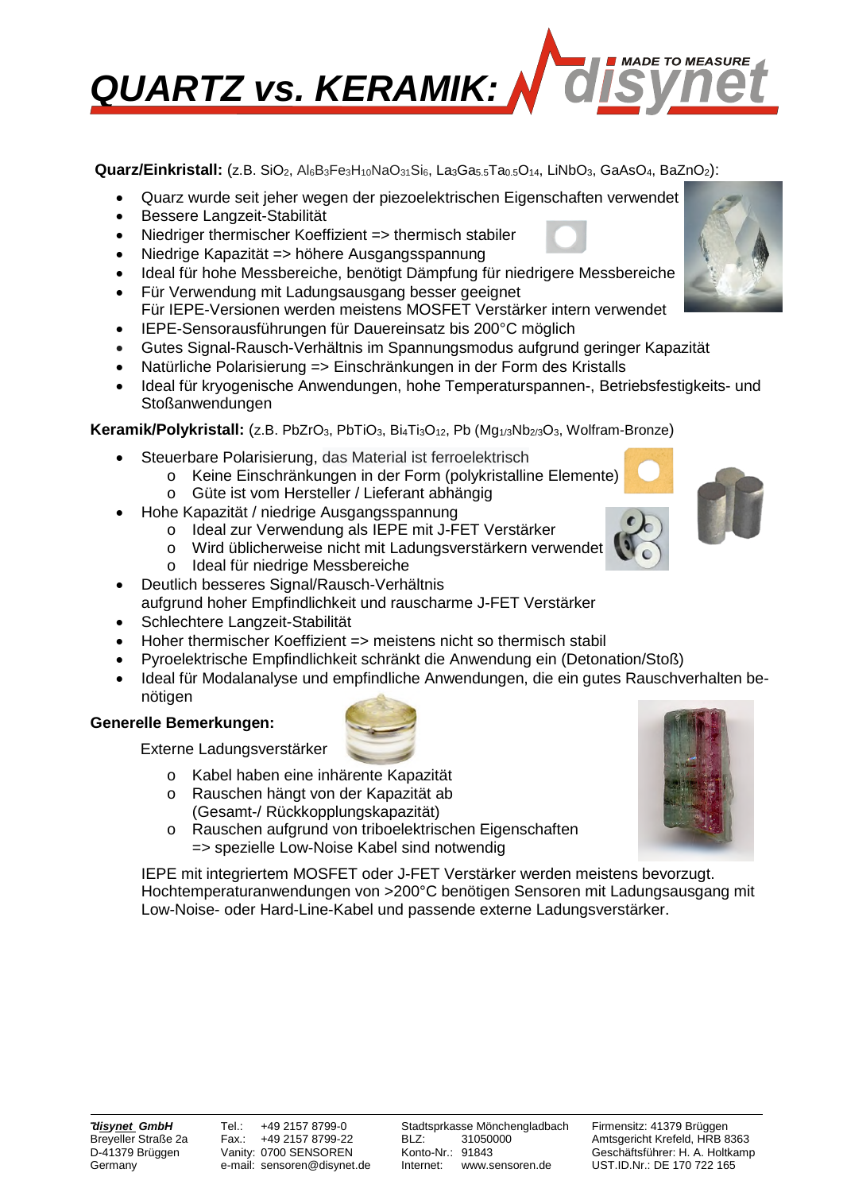# QUARTZ vs. KERAMIK:

**Quarz/Einkristall:** (z.B. $SiO_2$, $Al_6B_3Fe_3H_{10}NaO_{31}Si_6$, $La_3Ga_{5.5}Ta_{0.5}O_{14}$, $LiNbO_3$, $GaAsO_4$, $BaZnO_2$):

- Quarz wurde seit jeher wegen der piezoelektrischen Eigenschaften verwendet
- Bessere Langzeit-Stabilität
- Niedriger thermischer Koeffizient => thermisch stabiler
- Niedrige Kapazität => höhere Ausgangsspannung
- Ideal für hohe Messbereiche, benötigt Dämpfung für niedrigere Messbereiche
- Für Verwendung mit Ladungsausgang besser geeignet
  Für IEPE-Versionen werden meistens MOSFET Verstärker intern verwendet
- IEPE-Sensorausführungen für Dauereinsatz bis 200°C möglich
- Gutes Signal-Rausch-Verhältnis im Spannungsmodus aufgrund geringer Kapazität
- Natürliche Polarisierung => Einschränkungen in der Form des Kristalls
- Ideal für kryogenische Anwendungen, hohe Temperaturspannen-, Betriebsfestigkeits- und Stoßanwendungen

**Keramik/Polykristall:** (z.B. $PbZrO_3$, $PbTiO_3$, $Bi_4Ti_3O_{12}$, Pb $(Mg_{1/3}Nb_{2/3}O_3$, Wolfram-Bronze)

- Steuerbare Polarisierung, das Material ist ferroelektrisch
  - Keine Einschränkungen in der Form (polykristalline Elemente)
  - Güte ist vom Hersteller / Lieferant abhängig
- Hohe Kapazität / niedrige Ausgangsspannung
  - Ideal zur Verwendung als IEPE mit J-FET Verstärker
  - Wird üblicherweise nicht mit Ladungsverstärkern verwendet
  - Ideal für niedrige Messbereiche
- Deutlich besseres Signal/Rausch-Verhältnis
  aufgrund hoher Empfindlichkeit und rauscharme J-FET Verstärker
- Schlechtere Langzeit-Stabilität
- Hoher thermischer Koeffizient => meistens nicht so thermisch stabil
- Pyroelektrische Empfindlichkeit schränkt die Anwendung ein (Detonation/Stoß)
- Ideal für Modalanalyse und empfindliche Anwendungen, die ein gutes Rauschverhalten benötigen

**Generelle Bemerkungen:**

Externe Ladungsverstärker

- Kabel haben eine inhärente Kapazität
- Rauschen hängt von der Kapazität ab
  (Gesamt-/ Rückkopplungskapazität)
- Rauschen aufgrund von triboelektrischen Eigenschaften
  => spezielle Low-Noise Kabel sind notwendig

IEPE mit integriertem MOSFET oder J-FET Verstärker werden meistens bevorzugt.
Hochtemperaturanwendungen von >200°C benötigen Sensoren mit Ladungsausgang mit Low-Noise- oder Hard-Line-Kabel und passende externe Ladungsverstärker.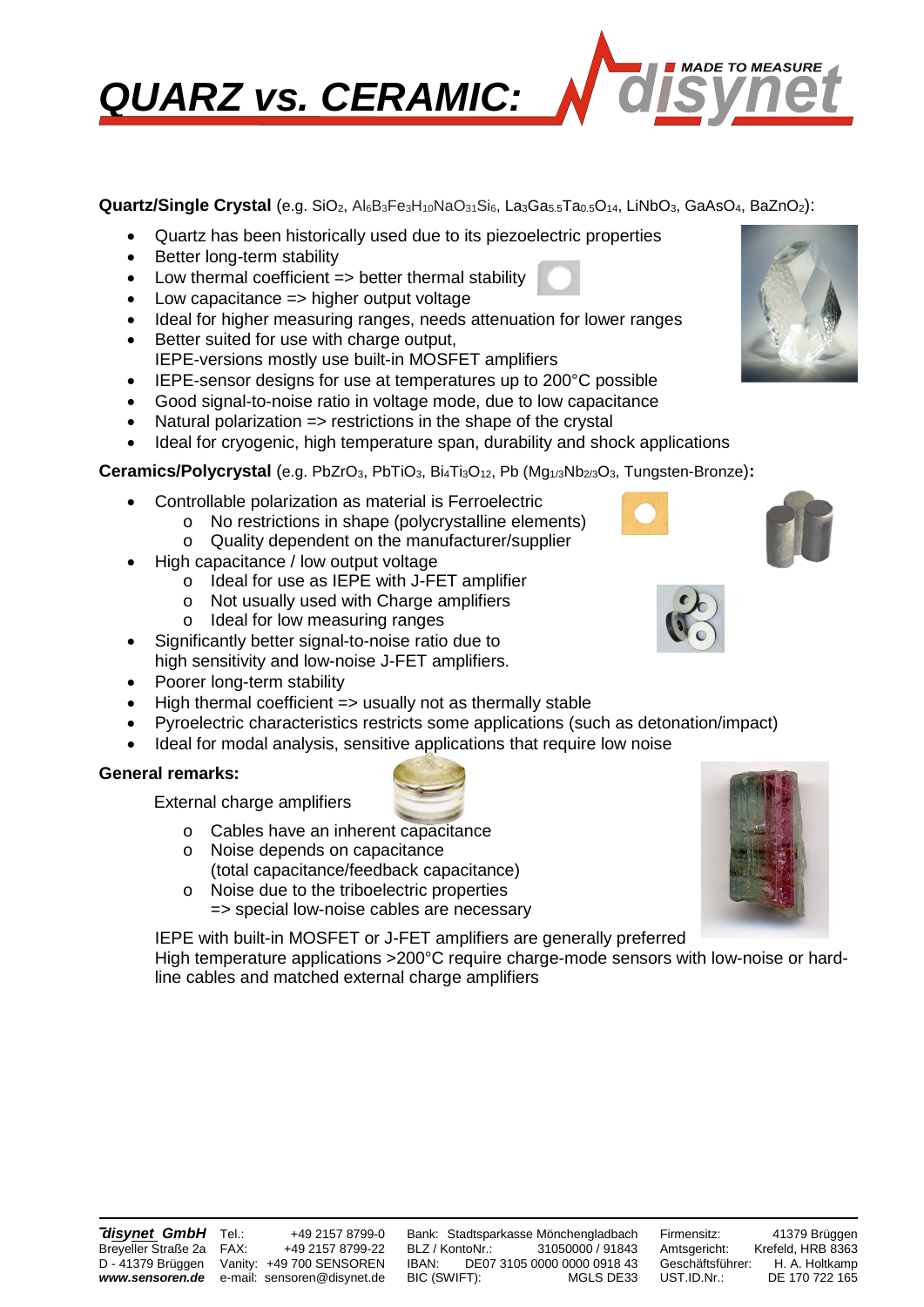# QUARZ vs. CERAMIC:

**Quartz/Single Crystal** (e.g. $SiO_2$, $Al_6B_3Fe_3H_{10}NaO_{31}Si_6$, $La_3Ga_{5.5}Ta_{0.5}O_{14}$, $LiNbO_3$, $GaAsO_4$, $BaZnO_2$):

- Quartz has been historically used due to its piezoelectric properties
- Better long-term stability
- Low thermal coefficient => better thermal stability
- Low capacitance => higher output voltage
- Ideal for higher measuring ranges, needs attenuation for lower ranges
- Better suited for use with charge output, IEPE-versions mostly use built-in MOSFET amplifiers
- IEPE-sensor designs for use at temperatures up to 200°C possible
- Good signal-to-noise ratio in voltage mode, due to low capacitance
- Natural polarization => restrictions in the shape of the crystal
- Ideal for cryogenic, high temperature span, durability and shock applications

**Ceramics/Polycrystal** (e.g. $PbZrO_3$, $PbTiO_3$, $Bi_4Ti_3O_{12}$, Pb $(Mg_{1/3}Nb_{2/3}O_3$, Tungsten-Bronze)**:**

- Controllable polarization as material is Ferroelectric
  - No restrictions in shape (polycrystalline elements)
  - Quality dependent on the manufacturer/supplier
- High capacitance / low output voltage
  - Ideal for use as IEPE with J-FET amplifier
  - Not usually used with Charge amplifiers
  - Ideal for low measuring ranges
- Significantly better signal-to-noise ratio due to high sensitivity and low-noise J-FET amplifiers.
- Poorer long-term stability
- High thermal coefficient => usually not as thermally stable
- Pyroelectric characteristics restricts some applications (such as detonation/impact)
- Ideal for modal analysis, sensitive applications that require low noise

**General remarks:**

External charge amplifiers

- Cables have an inherent capacitance
- Noise depends on capacitance (total capacitance/feedback capacitance)
- Noise due to the triboelectric properties => special low-noise cables are necessary

IEPE with built-in MOSFET or J-FET amplifiers are generally preferred
High temperature applications >200°C require charge-mode sensors with low-noise or hard-line cables and matched external charge amplifiers